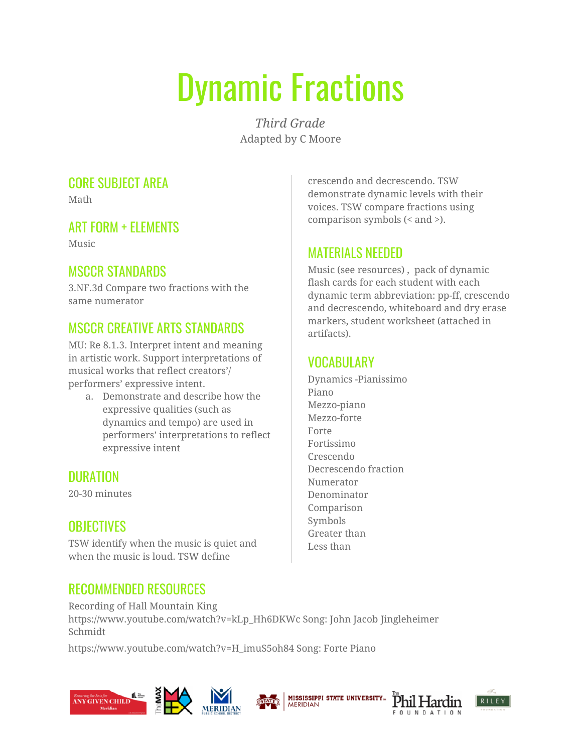# Dynamic Fractions

*Third Grade*

Adapted by C Moore

## CORE SUBJECT AREA

Math

## ART FORM + ELEMENTS

Music

## MSCCR STANDARDS

3.NF.3d Compare two fractions with the same numerator

## MSCCR CREATIVE ARTS STANDARDS

MU: Re 8.1.3. Interpret intent and meaning in artistic work. Support interpretations of musical works that reflect creators'/ performers' expressive intent.

a. Demonstrate and describe how the expressive qualities (such as dynamics and tempo) are used in performers' interpretations to reflect expressive intent

## DURATION

20-30 minutes

## OBJECTIVES

TSW identify when the music is quiet and when the music is loud. TSW define crescendo and decrescendo. TSW demonstrate dynamic levels with their voices. TSW compare fractions using comparison symbols (< and >).

## MATERIALS NEEDED

Music (see resources) , pack of dynamic flash cards for each student with each dynamic term abbreviation: pp-ff, crescendo and decrescendo, whiteboard and dry erase markers, student worksheet (attached in artifacts).

## VOCABULARY

Dynamics -Pianissimo
Piano
Mezzo-piano
Mezzo-forte
Forte
Fortissimo
Crescendo
Decrescendo fraction
Numerator
Denominator
Comparison
Symbols
Greater than
Less than

## RECOMMENDED RESOURCES

Recording of Hall Mountain King
https://www.youtube.com/watch?v=kLp_Hh6DKWc Song: John Jacob Jingleheimer Schmidt

https://www.youtube.com/watch?v=H_imuS5oh84 Song: Forte Piano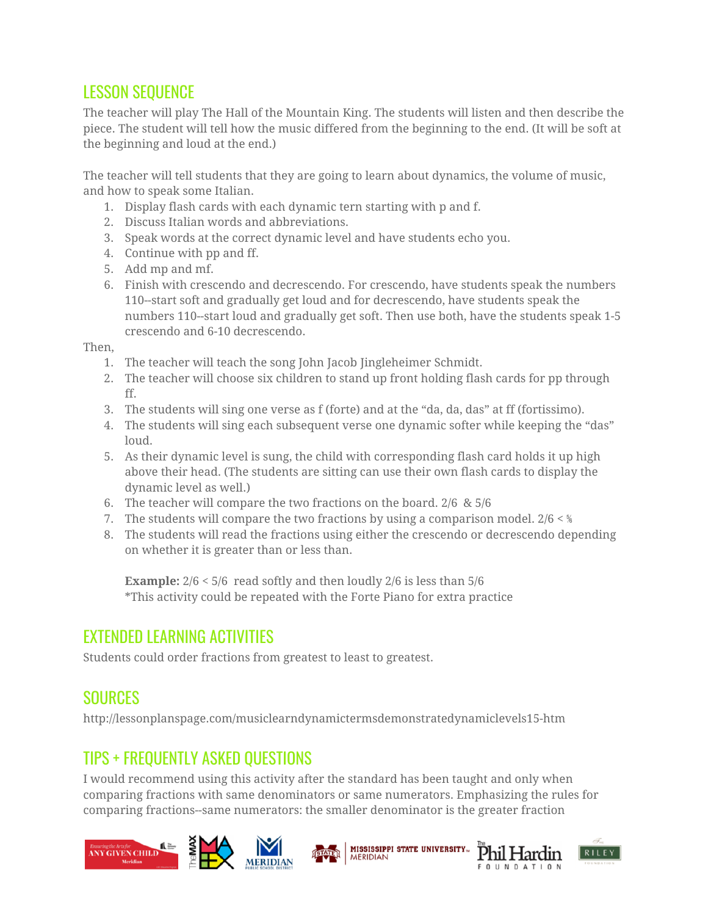## LESSON SEQUENCE

The teacher will play The Hall of the Mountain King. The students will listen and then describe the piece. The student will tell how the music differed from the beginning to the end. (It will be soft at the beginning and loud at the end.)

The teacher will tell students that they are going to learn about dynamics, the volume of music, and how to speak some Italian.

1. Display flash cards with each dynamic tern starting with p and f.
2. Discuss Italian words and abbreviations.
3. Speak words at the correct dynamic level and have students echo you.
4. Continue with pp and ff.
5. Add mp and mf.
6. Finish with crescendo and decrescendo. For crescendo, have students speak the numbers 110--start soft and gradually get loud and for decrescendo, have students speak the numbers 110--start loud and gradually get soft. Then use both, have the students speak 1-5 crescendo and 6-10 decrescendo.

Then,

1. The teacher will teach the song John Jacob Jingleheimer Schmidt.
2. The teacher will choose six children to stand up front holding flash cards for pp through ff.
3. The students will sing one verse as f (forte) and at the "da, da, das" at ff (fortissimo).
4. The students will sing each subsequent verse one dynamic softer while keeping the "das" loud.
5. As their dynamic level is sung, the child with corresponding flash card holds it up high above their head. (The students are sitting can use their own flash cards to display the dynamic level as well.)
6. The teacher will compare the two fractions on the board. 2/6 & 5/6
7. The students will compare the two fractions by using a comparison model. 2/6 < 5/6
8. The students will read the fractions using either the crescendo or decrescendo depending on whether it is greater than or less than.

   **Example:** 2/6 < 5/6 read softly and then loudly 2/6 is less than 5/6
   *This activity could be repeated with the Forte Piano for extra practice

## EXTENDED LEARNING ACTIVITIES

Students could order fractions from greatest to least to greatest.

## SOURCES

http://lessonplanspage.com/musiclearndynamictermsdemonstrateddynamiclevels15-htm

## TIPS + FREQUENTLY ASKED QUESTIONS

I would recommend using this activity after the standard has been taught and only when comparing fractions with same denominators or same numerators. Emphasizing the rules for comparing fractions--same numerators: the smaller denominator is the greater fraction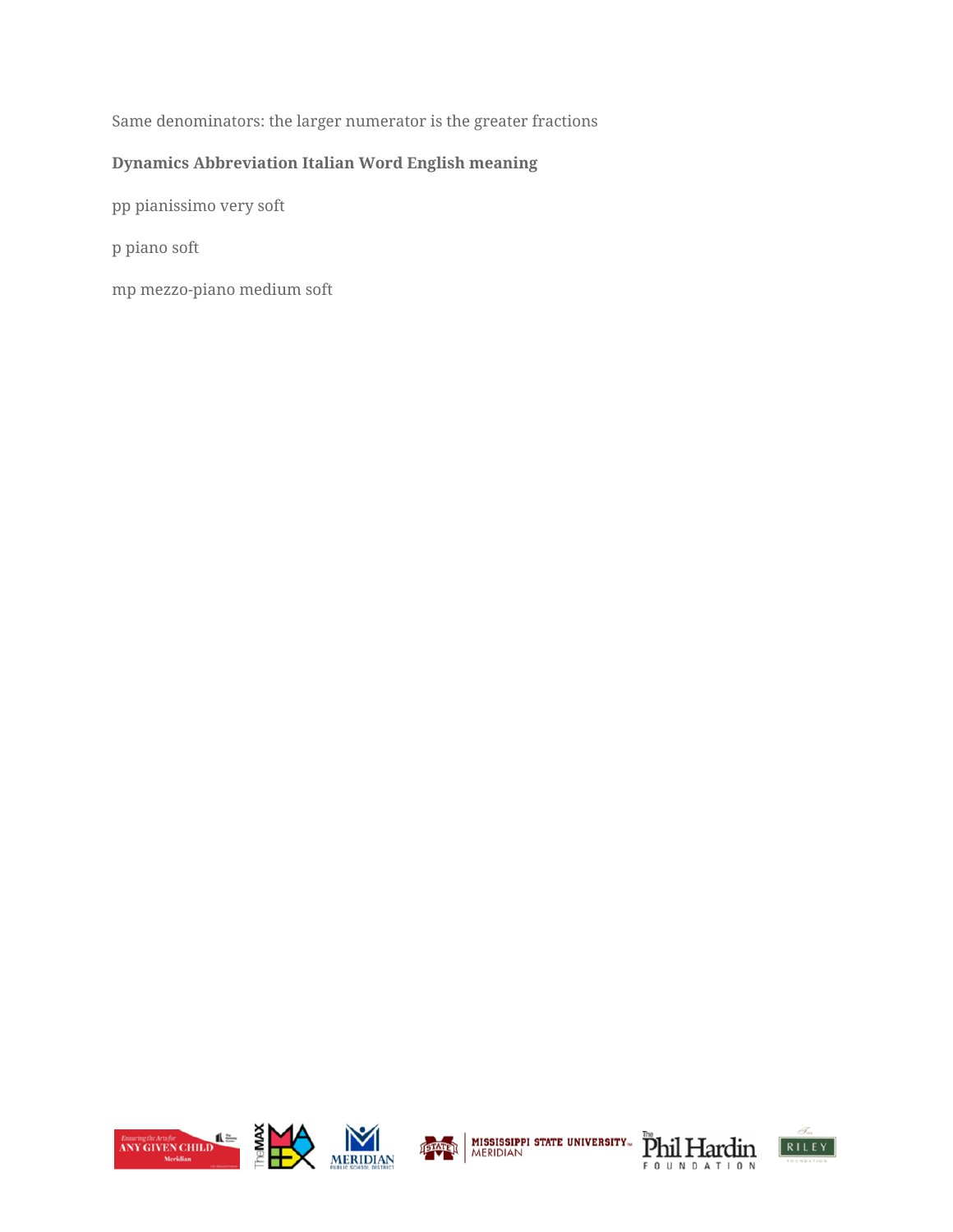Same denominators: the larger numerator is the greater fractions

**Dynamics Abbreviation Italian Word English meaning**

pp pianissimo very soft

p piano soft

mp mezzo-piano medium soft